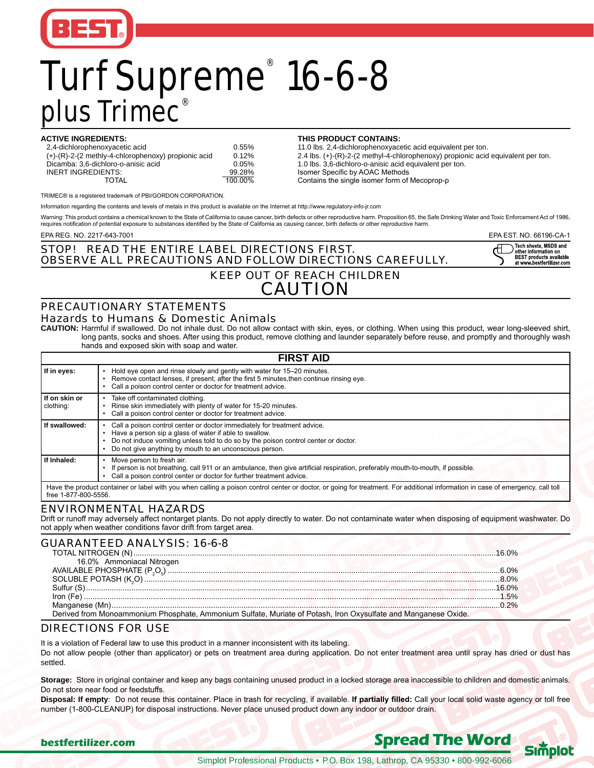BEST®

# Turf Supreme® 16-6-8 plus Trimec®

**ACTIVE INGREDIENTS:**

| | |
|---|---|
| 2,4-dichlorophenoxyacetic acid | 0.55% |
| (+)-(R)-2-(2 methly-4-chlorophenoxy) propionic acid | 0.12% |
| Dicamba: 3,6-dichloro-o-anisic acid | 0.05% |
| INERT INGREDIENTS: | 99.28% |
| TOTAL | 100.00% |

**THIS PRODUCT CONTAINS:**

11.0 lbs. 2,4-dichlorophenoxyacetic acid equivalent per ton.
2.4 lbs. (+)-(R)-2-(2 methyl-4-chlorophenoxy) propionic acid equivalent per ton.
1.0 lbs. 3,6-dichloro-o-anisic acid equivalent per ton.
Isomer Specific by AOAC Methods
Contains the single isomer form of Mecoprop-p

TRIMEC® is a registered trademark of PBI/GORDON CORPORATION.

Information regarding the contents and levels of metals in this product is available on the Internet at http://www.regulatory-info-jr.com

Warning: This product contains a chemical known to the State of California to cause cancer, birth defects or other reproductive harm. Proposition 65, the Safe Drinking Water and Toxic Enforcement Act of 1986, requires notification of potential exposure to substances identified by the State of California as causing cancer, birth defects or other reproductive harm.

EPA REG. NO. 2217-643-7001 EPA EST. NO. 66196-CA-1

STOP! READ THE ENTIRE LABEL DIRECTIONS FIRST.
OBSERVE ALL PRECAUTIONS AND FOLLOW DIRECTIONS CAREFULLY.

Tech sheets, MSDS and other information on BEST products available at www.bestfertilizer.com

KEEP OUT OF REACH CHILDREN

## CAUTION

## PRECAUTIONARY STATEMENTS

### Hazards to Humans & Domestic Animals

**CAUTION:** Harmful if swallowed. Do not inhale dust. Do not allow contact with skin, eyes, or clothing. When using this product, wear long-sleeved shirt, long pants, socks and shoes. After using this product, remove clothing and launder separately before reuse, and promptly and thoroughly wash hands and exposed skin with soap and water.

| FIRST AID | |
|---|---|
| **If in eyes:** | • Hold eye open and rinse slowly and gently with water for 15–20 minutes.<br>• Remove contact lenses, if present, after the first 5 minutes,then continue rinsing eye.<br>• Call a poison control center or doctor for treatment advice. |
| **If on skin or** clothing: | • Take off contaminated clothing.<br>• Rinse skin immediately with plenty of water for 15-20 minutes.<br>• Call a poison control center or doctor for treatment advice. |
| **If swallowed:** | • Call a poison control center or doctor immediately for treatment advice.<br>• Have a person sip a glass of water if able to swallow.<br>• Do not induce vomiting unless told to do so by the poison control center or doctor.<br>• Do not give anything by mouth to an unconscious person. |
| **If Inhaled:** | • Move person to fresh air.<br>• If person is not breathing, call 911 or an ambulance, then give artificial respiration, preferably mouth-to-mouth, if possible.<br>• Call a poison control center or doctor for further treatment advice. |
| Have the product container or label with you when calling a poison control center or doctor, or going for treatment. For additional information in case of emergency, call toll free 1-877-800-5556. | |

## ENVIRONMENTAL HAZARDS

Drift or runoff may adversely affect nontarget plants. Do not apply directly to water. Do not contaminate water when disposing of equipment washwater. Do not apply when weather conditions favor drift from target area.

## GUARANTEED ANALYSIS: 16-6-8

| | |
|---|---|
| TOTAL NITROGEN (N) | 16.0% |
| 16.0% Ammoniacal Nitrogen | |
| AVAILABLE PHOSPHATE ($P_2O_5$) | 6.0% |
| SOLUBLE POTASH ($K_2O$) | 8.0% |
| Sulfur (S) | 16.0% |
| Iron (Fe) | 1.5% |
| Manganese (Mn) | 0.2% |

Derived from Monoammonium Phosphate, Ammonium Sulfate, Muriate of Potash, Iron Oxysulfate and Manganese Oxide.

## DIRECTIONS FOR USE

It is a violation of Federal law to use this product in a manner inconsistent with its labeling.
Do not allow people (other than applicator) or pets on treatment area during application. Do not enter treatment area until spray has dried or dust has settled.

**Storage:** Store in original container and keep any bags containing unused product in a locked storage area inaccessible to children and domestic animals. Do not store near food or feedstuffs.

**Disposal: If empty**: Do not reuse this container. Place in trash for recycling, if available. **If partially filled:** Call your local solid waste agency or toll free number (1-800-CLEANUP) for disposal instructions. Never place unused product down any indoor or outdoor drain.

bestfertilizer.com **Spread The Word** Simplot

Simplot Professional Products • P.O. Box 198, Lathrop, CA 95330 • 800-992-6066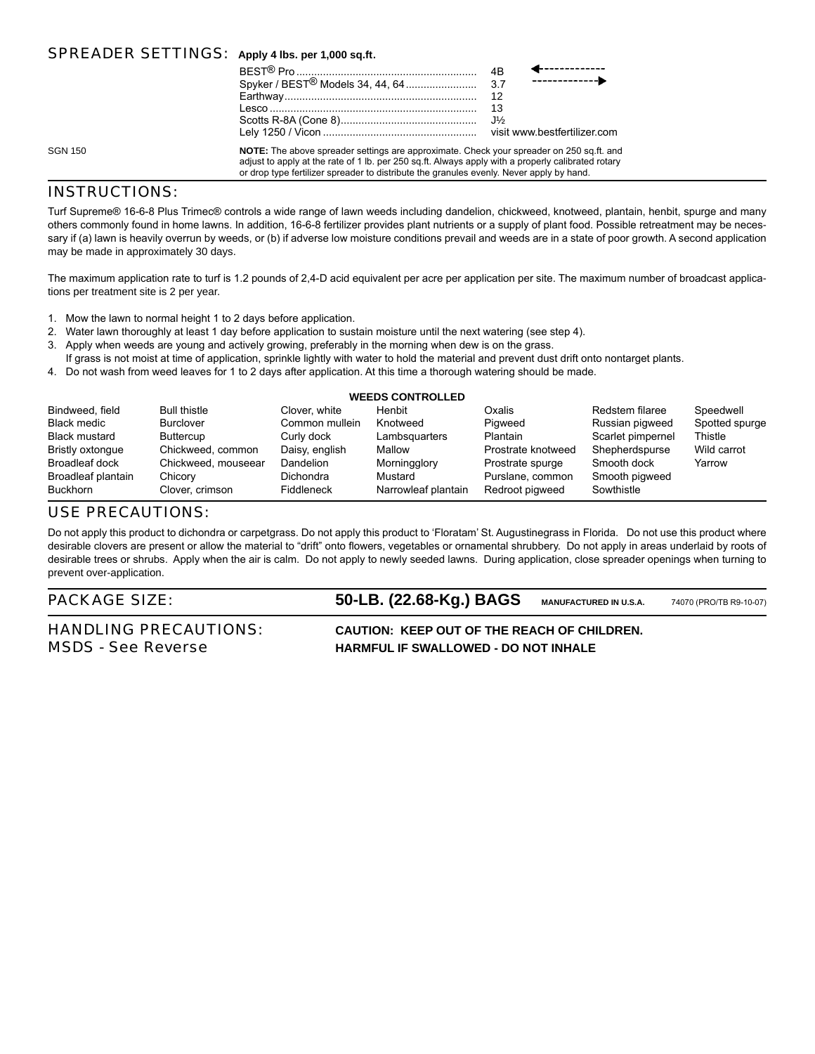## SPREADER SETTINGS: **Apply 4 lbs. per 1,000 sq.ft.**

| | |
|---|---|
| BEST® Pro | 4B |
| Spyker / BEST® Models 34, 44, 64 | 3.7 |
| Earthway | 12 |
| Lesco | 13 |
| Scotts R-8A (Cone 8) | J½ |
| Lely 1250 / Vicon | visit www.bestfertilizer.com |

SGN 150

**NOTE:** The above spreader settings are approximate. Check your spreader on 250 sq.ft. and adjust to apply at the rate of 1 lb. per 250 sq.ft. Always apply with a properly calibrated rotary or drop type fertilizer spreader to distribute the granules evenly. Never apply by hand.

## INSTRUCTIONS:

Turf Supreme® 16-6-8 Plus Trimec® controls a wide range of lawn weeds including dandelion, chickweed, knotweed, plantain, henbit, spurge and many others commonly found in home lawns. In addition, 16-6-8 fertilizer provides plant nutrients or a supply of plant food. Possible retreatment may be necessary if (a) lawn is heavily overrun by weeds, or (b) if adverse low moisture conditions prevail and weeds are in a state of poor growth. A second application may be made in approximately 30 days.

The maximum application rate to turf is 1.2 pounds of 2,4-D acid equivalent per acre per application per site. The maximum number of broadcast applications per treatment site is 2 per year.

1. Mow the lawn to normal height 1 to 2 days before application.
2. Water lawn thoroughly at least 1 day before application to sustain moisture until the next watering (see step 4).
3. Apply when weeds are young and actively growing, preferably in the morning when dew is on the grass.
   If grass is not moist at time of application, sprinkle lightly with water to hold the material and prevent dust drift onto nontarget plants.
4. Do not wash from weed leaves for 1 to 2 days after application. At this time a thorough watering should be made.

**WEEDS CONTROLLED**

| | | | | | | |
|---|---|---|---|---|---|---|
| Bindweed, field | Bull thistle | Clover, white | Henbit | Oxalis | Redstem filaree | Speedwell |
| Black medic | Burclover | Common mullein | Knotweed | Pigweed | Russian pigweed | Spotted spurge |
| Black mustard | Buttercup | Curly dock | Lambsquarters | Plantain | Scarlet pimpernel | Thistle |
| Bristly oxtongue | Chickweed, common | Daisy, english | Mallow | Prostrate knotweed | Shepherdspurse | Wild carrot |
| Broadleaf dock | Chickweed, mouseear | Dandelion | Morningglory | Prostrate spurge | Smooth dock | Yarrow |
| Broadleaf plantain | Chicory | Dichondra | Mustard | Purslane, common | Smooth pigweed | |
| Buckhorn | Clover, crimson | Fiddleneck | Narrowleaf plantain | Redroot pigweed | Sowthistle | |

## USE PRECAUTIONS:

Do not apply this product to dichondra or carpetgrass. Do not apply this product to 'Floratam' St. Augustinegrass in Florida. Do not use this product where desirable clovers are present or allow the material to "drift" onto flowers, vegetables or ornamental shrubbery. Do not apply in areas underlaid by roots of desirable trees or shrubs. Apply when the air is calm. Do not apply to newly seeded lawns. During application, close spreader openings when turning to prevent over-application.

## PACKAGE SIZE: **50-LB. (22.68-Kg.) BAGS**

**MANUFACTURED IN U.S.A.** 74070 (PRO/TB R9-10-07)

## HANDLING PRECAUTIONS: MSDS - See Reverse

**CAUTION: KEEP OUT OF THE REACH OF CHILDREN.**
**HARMFUL IF SWALLOWED - DO NOT INHALE**